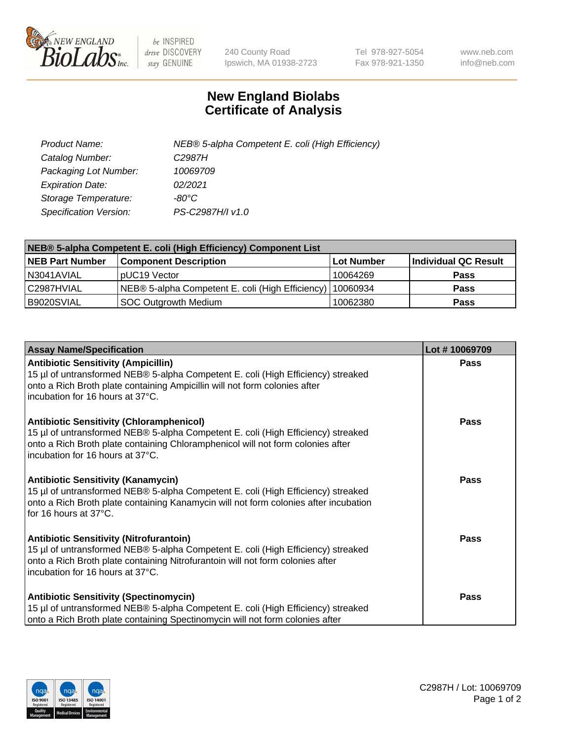# New England Biolabs Certificate of Analysis

| | |
|---|---|
| *Product Name:* | *NEB® 5-alpha Competent E. coli (High Efficiency)* |
| *Catalog Number:* | *C2987H* |
| *Packaging Lot Number:* | *10069709* |
| *Expiration Date:* | *02/2021* |
| *Storage Temperature:* | *-80°C* |
| *Specification Version:* | *PS-C2987H/I v1.0* |

| NEB® 5-alpha Competent E. coli (High Efficiency) Component List | | | |
|---|---|---|---|
| **NEB Part Number** | **Component Description** | **Lot Number** | **Individual QC Result** |
| N3041AVIAL | pUC19 Vector | 10064269 | **Pass** |
| C2987HVIAL | NEB® 5-alpha Competent E. coli (High Efficiency) | 10060934 | **Pass** |
| B9020SVIAL | SOC Outgrowth Medium | 10062380 | **Pass** |

| Assay Name/Specification | Lot # 10069709 |
|---|---|
| **Antibiotic Sensitivity (Ampicillin)**<br>15 µl of untransformed NEB® 5-alpha Competent E. coli (High Efficiency) streaked onto a Rich Broth plate containing Ampicillin will not form colonies after incubation for 16 hours at 37°C. | **Pass** |
| **Antibiotic Sensitivity (Chloramphenicol)**<br>15 µl of untransformed NEB® 5-alpha Competent E. coli (High Efficiency) streaked onto a Rich Broth plate containing Chloramphenicol will not form colonies after incubation for 16 hours at 37°C. | **Pass** |
| **Antibiotic Sensitivity (Kanamycin)**<br>15 µl of untransformed NEB® 5-alpha Competent E. coli (High Efficiency) streaked onto a Rich Broth plate containing Kanamycin will not form colonies after incubation for 16 hours at 37°C. | **Pass** |
| **Antibiotic Sensitivity (Nitrofurantoin)**<br>15 µl of untransformed NEB® 5-alpha Competent E. coli (High Efficiency) streaked onto a Rich Broth plate containing Nitrofurantoin will not form colonies after incubation for 16 hours at 37°C. | **Pass** |
| **Antibiotic Sensitivity (Spectinomycin)**<br>15 µl of untransformed NEB® 5-alpha Competent E. coli (High Efficiency) streaked onto a Rich Broth plate containing Spectinomycin will not form colonies after | **Pass** |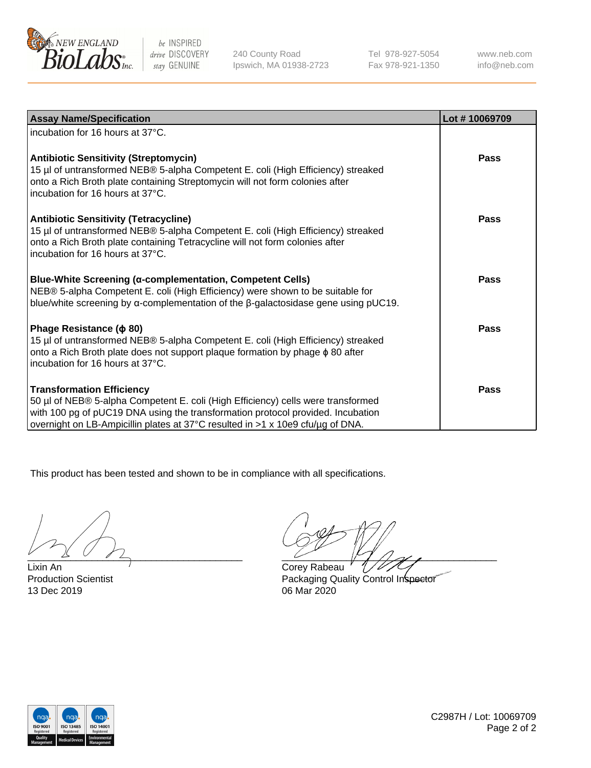| Assay Name/Specification | Lot # 10069709 |
|---|---|
| incubation for 16 hours at 37°C. | |
| **Antibiotic Sensitivity (Streptomycin)**<br>15 µl of untransformed NEB® 5-alpha Competent E. coli (High Efficiency) streaked onto a Rich Broth plate containing Streptomycin will not form colonies after incubation for 16 hours at 37°C. | **Pass** |
| **Antibiotic Sensitivity (Tetracycline)**<br>15 µl of untransformed NEB® 5-alpha Competent E. coli (High Efficiency) streaked onto a Rich Broth plate containing Tetracycline will not form colonies after incubation for 16 hours at 37°C. | **Pass** |
| **Blue-White Screening (α-complementation, Competent Cells)**<br>NEB® 5-alpha Competent E. coli (High Efficiency) were shown to be suitable for blue/white screening by α-complementation of the β-galactosidase gene using pUC19. | **Pass** |
| **Phage Resistance (ϕ 80)**<br>15 µl of untransformed NEB® 5-alpha Competent E. coli (High Efficiency) streaked onto a Rich Broth plate does not support plaque formation by phage ϕ 80 after incubation for 16 hours at 37°C. | **Pass** |
| **Transformation Efficiency**<br>50 µl of NEB® 5-alpha Competent E. coli (High Efficiency) cells were transformed with 100 pg of pUC19 DNA using the transformation protocol provided. Incubation overnight on LB-Ampicillin plates at 37°C resulted in >1 x 10e9 cfu/µg of DNA. | **Pass** |

This product has been tested and shown to be in compliance with all specifications.

Lixin An
Production Scientist
13 Dec 2019

Corey Rabeau
Packaging Quality Control Inspector
06 Mar 2020

C2987H / Lot: 10069709